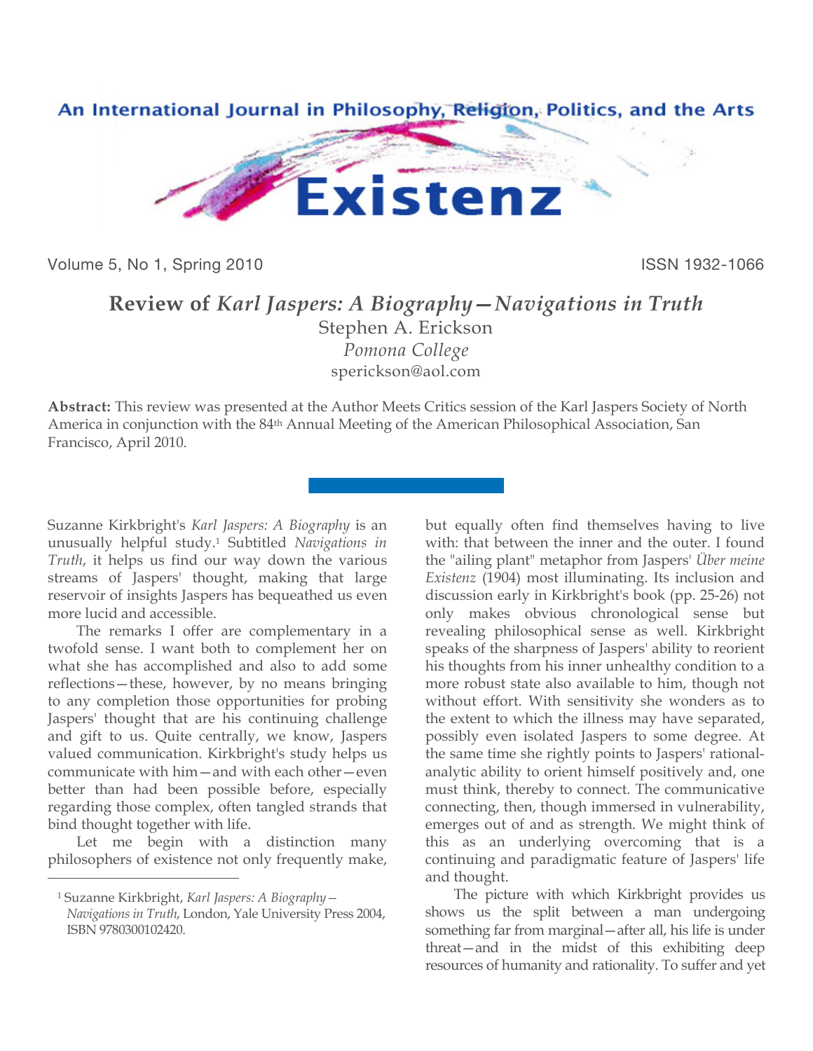# Review of *Karl Jaspers: A Biography—Navigations in Truth*

Stephen A. Erickson
*Pomona College*
sperickson@aol.com

**Abstract:** This review was presented at the Author Meets Critics session of the Karl Jaspers Society of North America in conjunction with the 84th Annual Meeting of the American Philosophical Association, San Francisco, April 2010.

Suzanne Kirkbright's *Karl Jaspers: A Biography* is an unusually helpful study.[1] Subtitled *Navigations in Truth*, it helps us find our way down the various streams of Jaspers' thought, making that large reservoir of insights Jaspers has bequeathed us even more lucid and accessible.

The remarks I offer are complementary in a twofold sense. I want both to complement her on what she has accomplished and also to add some reflections—these, however, by no means bringing to any completion those opportunities for probing Jaspers' thought that are his continuing challenge and gift to us. Quite centrally, we know, Jaspers valued communication. Kirkbright's study helps us communicate with him—and with each other—even better than had been possible before, especially regarding those complex, often tangled strands that bind thought together with life.

Let me begin with a distinction many philosophers of existence not only frequently make, but equally often find themselves having to live with: that between the inner and the outer. I found the "ailing plant" metaphor from Jaspers' *Über meine Existenz* (1904) most illuminating. Its inclusion and discussion early in Kirkbright's book (pp. 25-26) not only makes obvious chronological sense but revealing philosophical sense as well. Kirkbright speaks of the sharpness of Jaspers' ability to reorient his thoughts from his inner unhealthy condition to a more robust state also available to him, though not without effort. With sensitivity she wonders as to the extent to which the illness may have separated, possibly even isolated Jaspers to some degree. At the same time she rightly points to Jaspers' rational-analytic ability to orient himself positively and, one must think, thereby to connect. The communicative connecting, then, though immersed in vulnerability, emerges out of and as strength. We might think of this as an underlying overcoming that is a continuing and paradigmatic feature of Jaspers' life and thought.

The picture with which Kirkbright provides us shows us the split between a man undergoing something far from marginal—after all, his life is under threat—and in the midst of this exhibiting deep resources of humanity and rationality. To suffer and yet

---

[1] Suzanne Kirkbright, *Karl Jaspers: A Biography—Navigations in Truth*, London, Yale University Press 2004, ISBN 9780300102420.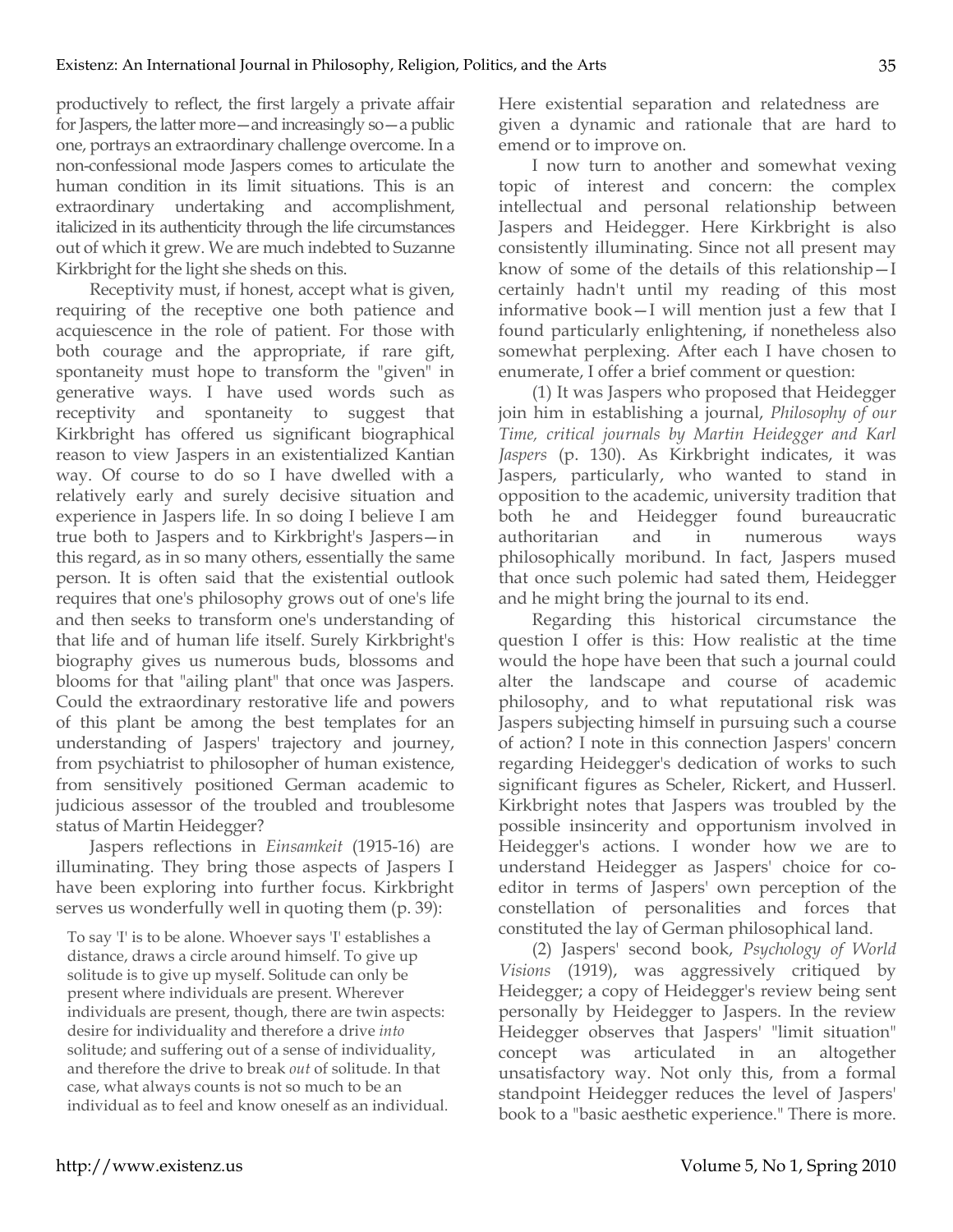productively to reflect, the first largely a private affair for Jaspers, the latter more—and increasingly so—a public one, portrays an extraordinary challenge overcome. In a non-confessional mode Jaspers comes to articulate the human condition in its limit situations. This is an extraordinary undertaking and accomplishment, italicized in its authenticity through the life circumstances out of which it grew. We are much indebted to Suzanne Kirkbright for the light she sheds on this.

Receptivity must, if honest, accept what is given, requiring of the receptive one both patience and acquiescence in the role of patient. For those with both courage and the appropriate, if rare gift, spontaneity must hope to transform the "given" in generative ways. I have used words such as receptivity and spontaneity to suggest that Kirkbright has offered us significant biographical reason to view Jaspers in an existentialized Kantian way. Of course to do so I have dwelled with a relatively early and surely decisive situation and experience in Jaspers life. In so doing I believe I am true both to Jaspers and to Kirkbright's Jaspers—in this regard, as in so many others, essentially the same person. It is often said that the existential outlook requires that one's philosophy grows out of one's life and then seeks to transform one's understanding of that life and of human life itself. Surely Kirkbright's biography gives us numerous buds, blossoms and blooms for that "ailing plant" that once was Jaspers. Could the extraordinary restorative life and powers of this plant be among the best templates for an understanding of Jaspers' trajectory and journey, from psychiatrist to philosopher of human existence, from sensitively positioned German academic to judicious assessor of the troubled and troublesome status of Martin Heidegger?

Jaspers reflections in *Einsamkeit* (1915-16) are illuminating. They bring those aspects of Jaspers I have been exploring into further focus. Kirkbright serves us wonderfully well in quoting them (p. 39):

> To say 'I' is to be alone. Whoever says 'I' establishes a distance, draws a circle around himself. To give up solitude is to give up myself. Solitude can only be present where individuals are present. Wherever individuals are present, though, there are twin aspects: desire for individuality and therefore a drive *into* solitude; and suffering out of a sense of individuality, and therefore the drive to break *out* of solitude. In that case, what always counts is not so much to be an individual as to feel and know oneself as an individual.

Here existential separation and relatedness are given a dynamic and rationale that are hard to emend or to improve on.

I now turn to another and somewhat vexing topic of interest and concern: the complex intellectual and personal relationship between Jaspers and Heidegger. Here Kirkbright is also consistently illuminating. Since not all present may know of some of the details of this relationship—I certainly hadn't until my reading of this most informative book—I will mention just a few that I found particularly enlightening, if nonetheless also somewhat perplexing. After each I have chosen to enumerate, I offer a brief comment or question:

(1) It was Jaspers who proposed that Heidegger join him in establishing a journal, *Philosophy of our Time, critical journals by Martin Heidegger and Karl Jaspers* (p. 130). As Kirkbright indicates, it was Jaspers, particularly, who wanted to stand in opposition to the academic, university tradition that both he and Heidegger found bureaucratic authoritarian and in numerous ways philosophically moribund. In fact, Jaspers mused that once such polemic had sated them, Heidegger and he might bring the journal to its end.

Regarding this historical circumstance the question I offer is this: How realistic at the time would the hope have been that such a journal could alter the landscape and course of academic philosophy, and to what reputational risk was Jaspers subjecting himself in pursuing such a course of action? I note in this connection Jaspers' concern regarding Heidegger's dedication of works to such significant figures as Scheler, Rickert, and Husserl. Kirkbright notes that Jaspers was troubled by the possible insincerity and opportunism involved in Heidegger's actions. I wonder how we are to understand Heidegger as Jaspers' choice for co-editor in terms of Jaspers' own perception of the constellation of personalities and forces that constituted the lay of German philosophical land.

(2) Jaspers' second book, *Psychology of World Visions* (1919), was aggressively critiqued by Heidegger; a copy of Heidegger's review being sent personally by Heidegger to Jaspers. In the review Heidegger observes that Jaspers' "limit situation" concept was articulated in an altogether unsatisfactory way. Not only this, from a formal standpoint Heidegger reduces the level of Jaspers' book to a "basic aesthetic experience." There is more.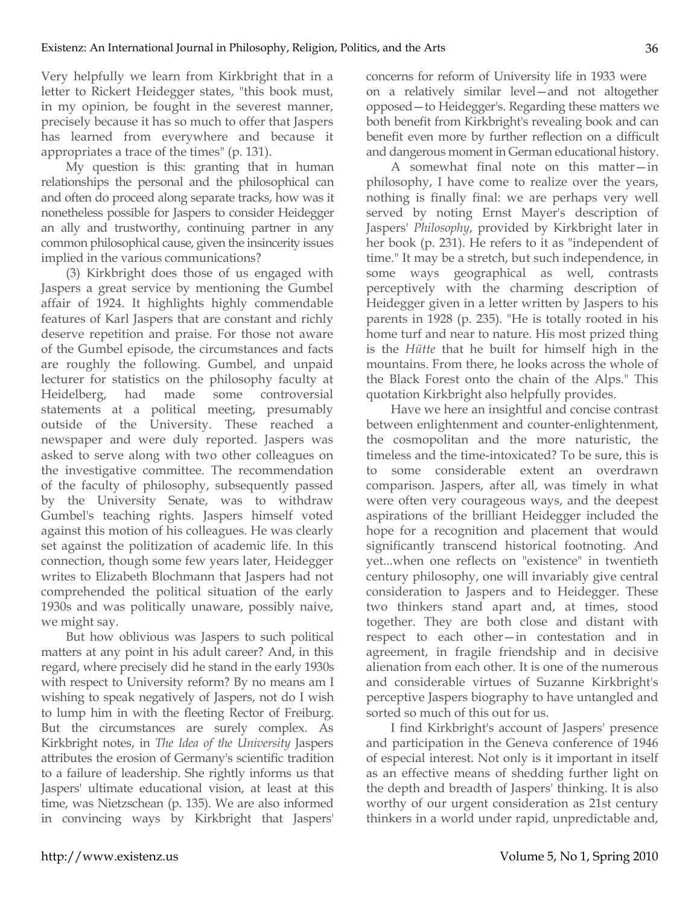Very helpfully we learn from Kirkbright that in a letter to Rickert Heidegger states, "this book must, in my opinion, be fought in the severest manner, precisely because it has so much to offer that Jaspers has learned from everywhere and because it appropriates a trace of the times" (p. 131).

My question is this: granting that in human relationships the personal and the philosophical can and often do proceed along separate tracks, how was it nonetheless possible for Jaspers to consider Heidegger an ally and trustworthy, continuing partner in any common philosophical cause, given the insincerity issues implied in the various communications?

(3) Kirkbright does those of us engaged with Jaspers a great service by mentioning the Gumbel affair of 1924. It highlights highly commendable features of Karl Jaspers that are constant and richly deserve repetition and praise. For those not aware of the Gumbel episode, the circumstances and facts are roughly the following. Gumbel, and unpaid lecturer for statistics on the philosophy faculty at Heidelberg, had made some controversial statements at a political meeting, presumably outside of the University. These reached a newspaper and were duly reported. Jaspers was asked to serve along with two other colleagues on the investigative committee. The recommendation of the faculty of philosophy, subsequently passed by the University Senate, was to withdraw Gumbel's teaching rights. Jaspers himself voted against this motion of his colleagues. He was clearly set against the politization of academic life. In this connection, though some few years later, Heidegger writes to Elizabeth Blochmann that Jaspers had not comprehended the political situation of the early 1930s and was politically unaware, possibly naive, we might say.

But how oblivious was Jaspers to such political matters at any point in his adult career? And, in this regard, where precisely did he stand in the early 1930s with respect to University reform? By no means am I wishing to speak negatively of Jaspers, not do I wish to lump him in with the fleeting Rector of Freiburg. But the circumstances are surely complex. As Kirkbright notes, in *The Idea of the University* Jaspers attributes the erosion of Germany's scientific tradition to a failure of leadership. She rightly informs us that Jaspers' ultimate educational vision, at least at this time, was Nietzschean (p. 135). We are also informed in convincing ways by Kirkbright that Jaspers' concerns for reform of University life in 1933 were on a relatively similar level—and not altogether opposed—to Heidegger's. Regarding these matters we both benefit from Kirkbright's revealing book and can benefit even more by further reflection on a difficult and dangerous moment in German educational history.

A somewhat final note on this matter—in philosophy, I have come to realize over the years, nothing is finally final: we are perhaps very well served by noting Ernst Mayer's description of Jaspers' *Philosophy*, provided by Kirkbright later in her book (p. 231). He refers to it as "independent of time." It may be a stretch, but such independence, in some ways geographical as well, contrasts perceptively with the charming description of Heidegger given in a letter written by Jaspers to his parents in 1928 (p. 235). "He is totally rooted in his home turf and near to nature. His most prized thing is the *Hütte* that he built for himself high in the mountains. From there, he looks across the whole of the Black Forest onto the chain of the Alps." This quotation Kirkbright also helpfully provides.

Have we here an insightful and concise contrast between enlightenment and counter-enlightenment, the cosmopolitan and the more naturistic, the timeless and the time-intoxicated? To be sure, this is to some considerable extent an overdrawn comparison. Jaspers, after all, was timely in what were often very courageous ways, and the deepest aspirations of the brilliant Heidegger included the hope for a recognition and placement that would significantly transcend historical footnoting. And yet...when one reflects on "existence" in twentieth century philosophy, one will invariably give central consideration to Jaspers and to Heidegger. These two thinkers stand apart and, at times, stood together. They are both close and distant with respect to each other—in contestation and in agreement, in fragile friendship and in decisive alienation from each other. It is one of the numerous and considerable virtues of Suzanne Kirkbright's perceptive Jaspers biography to have untangled and sorted so much of this out for us.

I find Kirkbright's account of Jaspers' presence and participation in the Geneva conference of 1946 of especial interest. Not only is it important in itself as an effective means of shedding further light on the depth and breadth of Jaspers' thinking. It is also worthy of our urgent consideration as 21st century thinkers in a world under rapid, unpredictable and,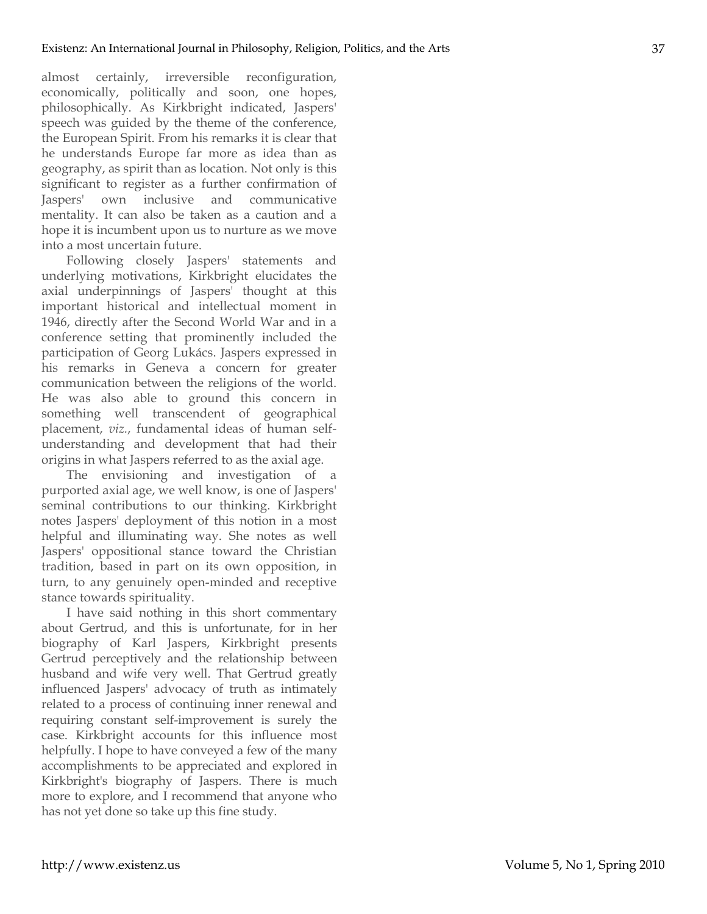almost certainly, irreversible reconfiguration, economically, politically and soon, one hopes, philosophically. As Kirkbright indicated, Jaspers' speech was guided by the theme of the conference, the European Spirit. From his remarks it is clear that he understands Europe far more as idea than as geography, as spirit than as location. Not only is this significant to register as a further confirmation of Jaspers' own inclusive and communicative mentality. It can also be taken as a caution and a hope it is incumbent upon us to nurture as we move into a most uncertain future.

Following closely Jaspers' statements and underlying motivations, Kirkbright elucidates the axial underpinnings of Jaspers' thought at this important historical and intellectual moment in 1946, directly after the Second World War and in a conference setting that prominently included the participation of Georg Lukács. Jaspers expressed in his remarks in Geneva a concern for greater communication between the religions of the world. He was also able to ground this concern in something well transcendent of geographical placement, *viz.*, fundamental ideas of human self-understanding and development that had their origins in what Jaspers referred to as the axial age.

The envisioning and investigation of a purported axial age, we well know, is one of Jaspers' seminal contributions to our thinking. Kirkbright notes Jaspers' deployment of this notion in a most helpful and illuminating way. She notes as well Jaspers' oppositional stance toward the Christian tradition, based in part on its own opposition, in turn, to any genuinely open-minded and receptive stance towards spirituality.

I have said nothing in this short commentary about Gertrud, and this is unfortunate, for in her biography of Karl Jaspers, Kirkbright presents Gertrud perceptively and the relationship between husband and wife very well. That Gertrud greatly influenced Jaspers' advocacy of truth as intimately related to a process of continuing inner renewal and requiring constant self-improvement is surely the case. Kirkbright accounts for this influence most helpfully. I hope to have conveyed a few of the many accomplishments to be appreciated and explored in Kirkbright's biography of Jaspers. There is much more to explore, and I recommend that anyone who has not yet done so take up this fine study.